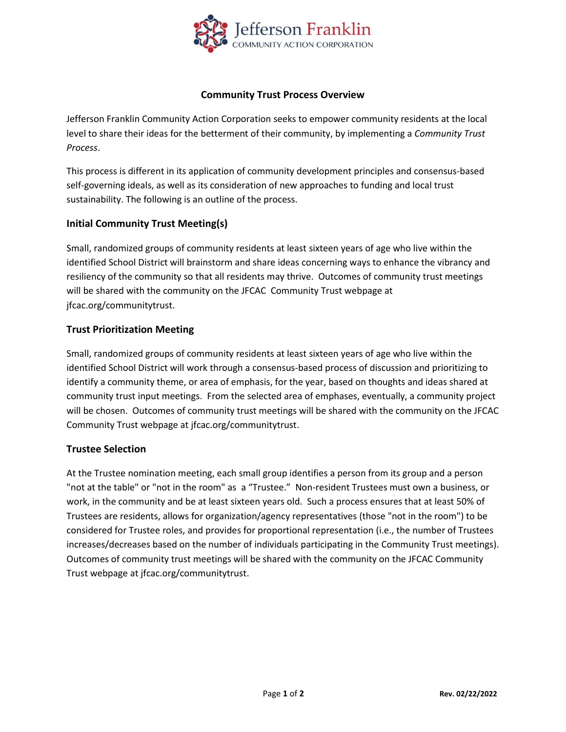Jefferson Franklin
COMMUNITY ACTION CORPORATION

# Community Trust Process Overview

Jefferson Franklin Community Action Corporation seeks to empower community residents at the local level to share their ideas for the betterment of their community, by implementing a *Community Trust Process*.

This process is different in its application of community development principles and consensus-based self-governing ideals, as well as its consideration of new approaches to funding and local trust sustainability. The following is an outline of the process.

## Initial Community Trust Meeting(s)

Small, randomized groups of community residents at least sixteen years of age who live within the identified School District will brainstorm and share ideas concerning ways to enhance the vibrancy and resiliency of the community so that all residents may thrive. Outcomes of community trust meetings will be shared with the community on the JFCAC Community Trust webpage at jfcac.org/communitytrust.

## Trust Prioritization Meeting

Small, randomized groups of community residents at least sixteen years of age who live within the identified School District will work through a consensus-based process of discussion and prioritizing to identify a community theme, or area of emphasis, for the year, based on thoughts and ideas shared at community trust input meetings. From the selected area of emphases, eventually, a community project will be chosen. Outcomes of community trust meetings will be shared with the community on the JFCAC Community Trust webpage at jfcac.org/communitytrust.

## Trustee Selection

At the Trustee nomination meeting, each small group identifies a person from its group and a person "not at the table" or "not in the room" as a "Trustee." Non-resident Trustees must own a business, or work, in the community and be at least sixteen years old. Such a process ensures that at least 50% of Trustees are residents, allows for organization/agency representatives (those "not in the room") to be considered for Trustee roles, and provides for proportional representation (i.e., the number of Trustees increases/decreases based on the number of individuals participating in the Community Trust meetings). Outcomes of community trust meetings will be shared with the community on the JFCAC Community Trust webpage at jfcac.org/communitytrust.

Rev. 02/22/2022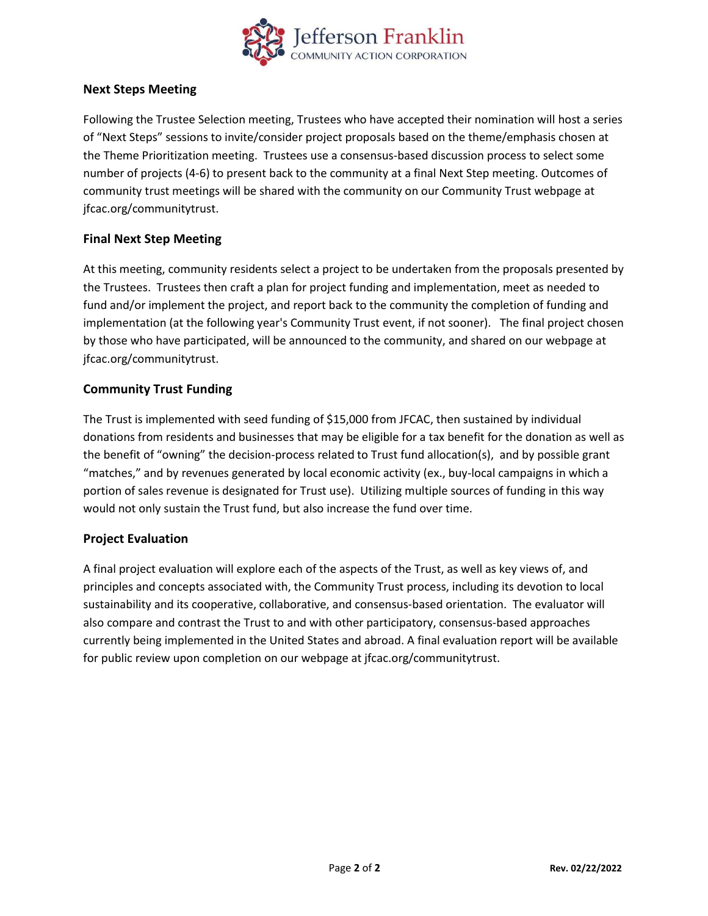## Next Steps Meeting

Following the Trustee Selection meeting, Trustees who have accepted their nomination will host a series of "Next Steps" sessions to invite/consider project proposals based on the theme/emphasis chosen at the Theme Prioritization meeting. Trustees use a consensus-based discussion process to select some number of projects (4-6) to present back to the community at a final Next Step meeting. Outcomes of community trust meetings will be shared with the community on our Community Trust webpage at jfcac.org/communitytrust.

## Final Next Step Meeting

At this meeting, community residents select a project to be undertaken from the proposals presented by the Trustees. Trustees then craft a plan for project funding and implementation, meet as needed to fund and/or implement the project, and report back to the community the completion of funding and implementation (at the following year's Community Trust event, if not sooner). The final project chosen by those who have participated, will be announced to the community, and shared on our webpage at jfcac.org/communitytrust.

## Community Trust Funding

The Trust is implemented with seed funding of $15,000 from JFCAC, then sustained by individual donations from residents and businesses that may be eligible for a tax benefit for the donation as well as the benefit of "owning" the decision-process related to Trust fund allocation(s), and by possible grant "matches," and by revenues generated by local economic activity (ex., buy-local campaigns in which a portion of sales revenue is designated for Trust use). Utilizing multiple sources of funding in this way would not only sustain the Trust fund, but also increase the fund over time.

## Project Evaluation

A final project evaluation will explore each of the aspects of the Trust, as well as key views of, and principles and concepts associated with, the Community Trust process, including its devotion to local sustainability and its cooperative, collaborative, and consensus-based orientation. The evaluator will also compare and contrast the Trust to and with other participatory, consensus-based approaches currently being implemented in the United States and abroad. A final evaluation report will be available for public review upon completion on our webpage at jfcac.org/communitytrust.